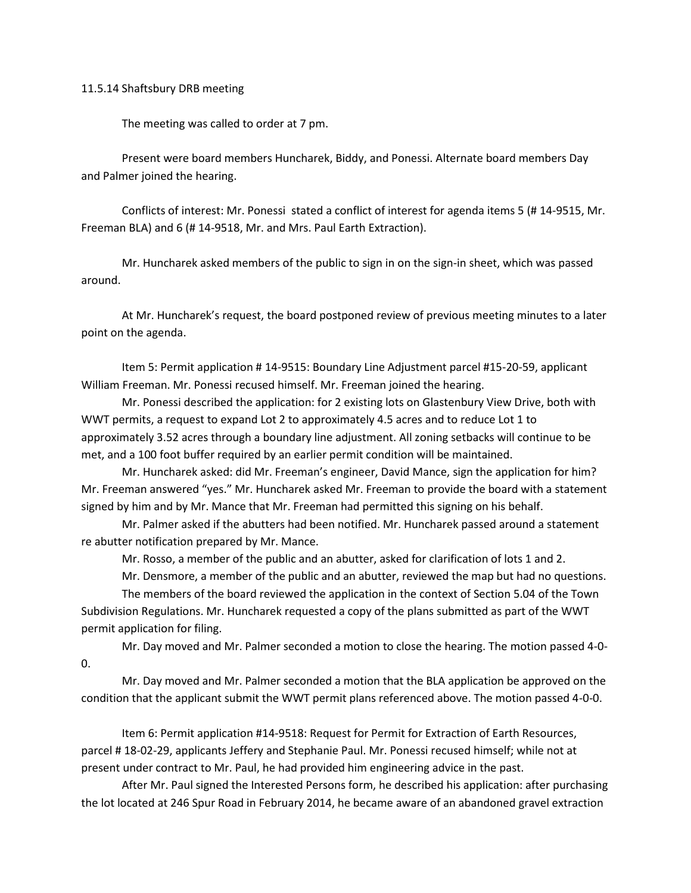11.5.14 Shaftsbury DRB meeting

The meeting was called to order at 7 pm.

Present were board members Huncharek, Biddy, and Ponessi. Alternate board members Day and Palmer joined the hearing.

Conflicts of interest: Mr. Ponessi stated a conflict of interest for agenda items 5 (# 14-9515, Mr. Freeman BLA) and 6 (# 14-9518, Mr. and Mrs. Paul Earth Extraction).

Mr. Huncharek asked members of the public to sign in on the sign-in sheet, which was passed around.

At Mr. Huncharek's request, the board postponed review of previous meeting minutes to a later point on the agenda.

Item 5: Permit application # 14-9515: Boundary Line Adjustment parcel #15-20-59, applicant William Freeman. Mr. Ponessi recused himself. Mr. Freeman joined the hearing.

Mr. Ponessi described the application: for 2 existing lots on Glastenbury View Drive, both with WWT permits, a request to expand Lot 2 to approximately 4.5 acres and to reduce Lot 1 to approximately 3.52 acres through a boundary line adjustment. All zoning setbacks will continue to be met, and a 100 foot buffer required by an earlier permit condition will be maintained.

Mr. Huncharek asked: did Mr. Freeman's engineer, David Mance, sign the application for him? Mr. Freeman answered "yes." Mr. Huncharek asked Mr. Freeman to provide the board with a statement signed by him and by Mr. Mance that Mr. Freeman had permitted this signing on his behalf.

Mr. Palmer asked if the abutters had been notified. Mr. Huncharek passed around a statement re abutter notification prepared by Mr. Mance.

Mr. Rosso, a member of the public and an abutter, asked for clarification of lots 1 and 2.

Mr. Densmore, a member of the public and an abutter, reviewed the map but had no questions.

The members of the board reviewed the application in the context of Section 5.04 of the Town Subdivision Regulations. Mr. Huncharek requested a copy of the plans submitted as part of the WWT permit application for filing.

Mr. Day moved and Mr. Palmer seconded a motion to close the hearing. The motion passed 4-0-0.

Mr. Day moved and Mr. Palmer seconded a motion that the BLA application be approved on the condition that the applicant submit the WWT permit plans referenced above. The motion passed 4-0-0.

Item 6: Permit application #14-9518: Request for Permit for Extraction of Earth Resources, parcel # 18-02-29, applicants Jeffery and Stephanie Paul. Mr. Ponessi recused himself; while not at present under contract to Mr. Paul, he had provided him engineering advice in the past.

After Mr. Paul signed the Interested Persons form, he described his application: after purchasing the lot located at 246 Spur Road in February 2014, he became aware of an abandoned gravel extraction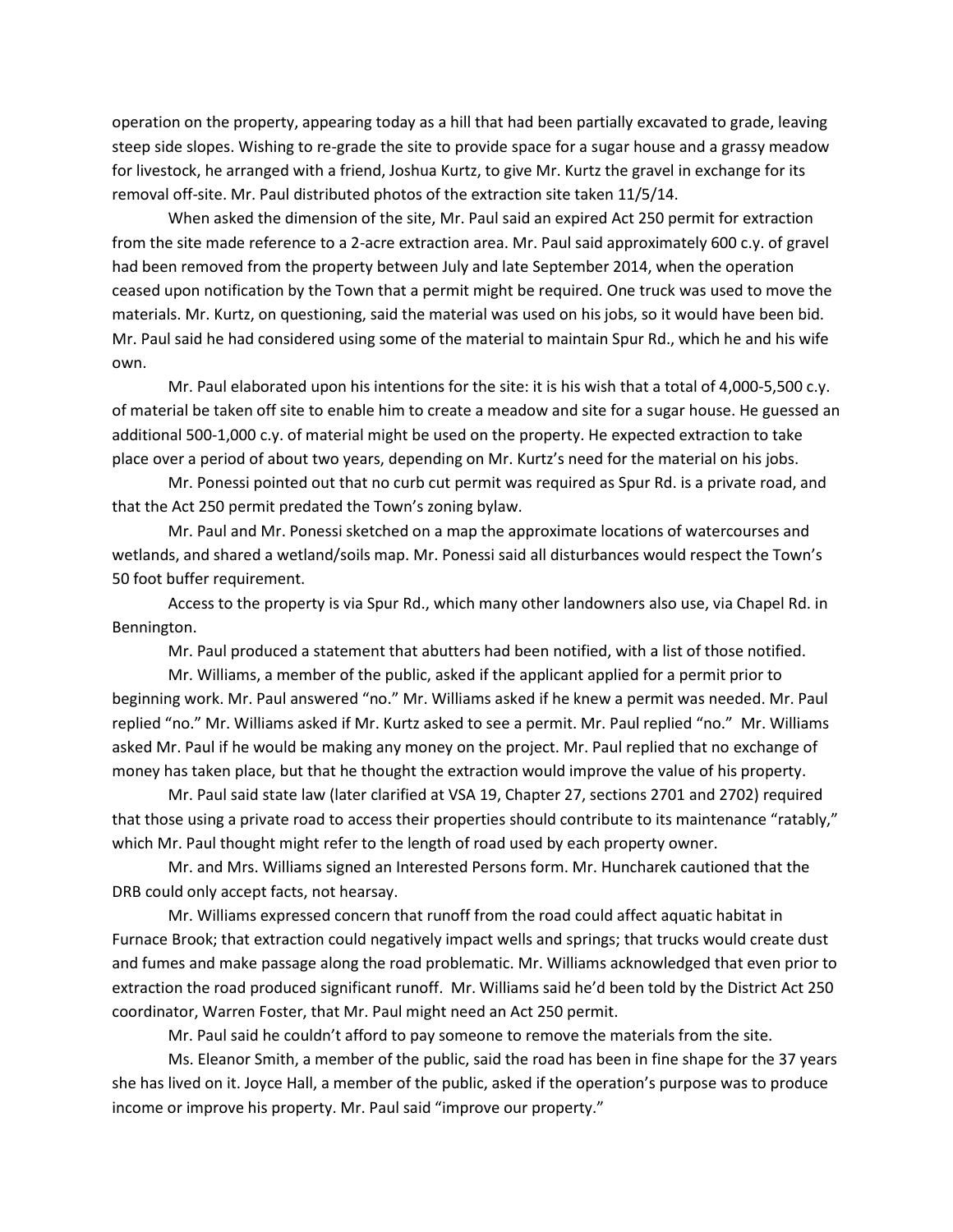operation on the property, appearing today as a hill that had been partially excavated to grade, leaving steep side slopes. Wishing to re-grade the site to provide space for a sugar house and a grassy meadow for livestock, he arranged with a friend, Joshua Kurtz, to give Mr. Kurtz the gravel in exchange for its removal off-site. Mr. Paul distributed photos of the extraction site taken 11/5/14.

When asked the dimension of the site, Mr. Paul said an expired Act 250 permit for extraction from the site made reference to a 2-acre extraction area. Mr. Paul said approximately 600 c.y. of gravel had been removed from the property between July and late September 2014, when the operation ceased upon notification by the Town that a permit might be required. One truck was used to move the materials. Mr. Kurtz, on questioning, said the material was used on his jobs, so it would have been bid. Mr. Paul said he had considered using some of the material to maintain Spur Rd., which he and his wife own.

Mr. Paul elaborated upon his intentions for the site: it is his wish that a total of 4,000-5,500 c.y. of material be taken off site to enable him to create a meadow and site for a sugar house. He guessed an additional 500-1,000 c.y. of material might be used on the property. He expected extraction to take place over a period of about two years, depending on Mr. Kurtz's need for the material on his jobs.

Mr. Ponessi pointed out that no curb cut permit was required as Spur Rd. is a private road, and that the Act 250 permit predated the Town's zoning bylaw.

Mr. Paul and Mr. Ponessi sketched on a map the approximate locations of watercourses and wetlands, and shared a wetland/soils map. Mr. Ponessi said all disturbances would respect the Town's 50 foot buffer requirement.

Access to the property is via Spur Rd., which many other landowners also use, via Chapel Rd. in Bennington.

Mr. Paul produced a statement that abutters had been notified, with a list of those notified.

Mr. Williams, a member of the public, asked if the applicant applied for a permit prior to beginning work. Mr. Paul answered "no." Mr. Williams asked if he knew a permit was needed. Mr. Paul replied "no." Mr. Williams asked if Mr. Kurtz asked to see a permit. Mr. Paul replied "no." Mr. Williams asked Mr. Paul if he would be making any money on the project. Mr. Paul replied that no exchange of money has taken place, but that he thought the extraction would improve the value of his property.

Mr. Paul said state law (later clarified at VSA 19, Chapter 27, sections 2701 and 2702) required that those using a private road to access their properties should contribute to its maintenance "ratably," which Mr. Paul thought might refer to the length of road used by each property owner.

Mr. and Mrs. Williams signed an Interested Persons form. Mr. Huncharek cautioned that the DRB could only accept facts, not hearsay.

Mr. Williams expressed concern that runoff from the road could affect aquatic habitat in Furnace Brook; that extraction could negatively impact wells and springs; that trucks would create dust and fumes and make passage along the road problematic. Mr. Williams acknowledged that even prior to extraction the road produced significant runoff. Mr. Williams said he'd been told by the District Act 250 coordinator, Warren Foster, that Mr. Paul might need an Act 250 permit.

Mr. Paul said he couldn't afford to pay someone to remove the materials from the site.

Ms. Eleanor Smith, a member of the public, said the road has been in fine shape for the 37 years she has lived on it. Joyce Hall, a member of the public, asked if the operation's purpose was to produce income or improve his property. Mr. Paul said "improve our property."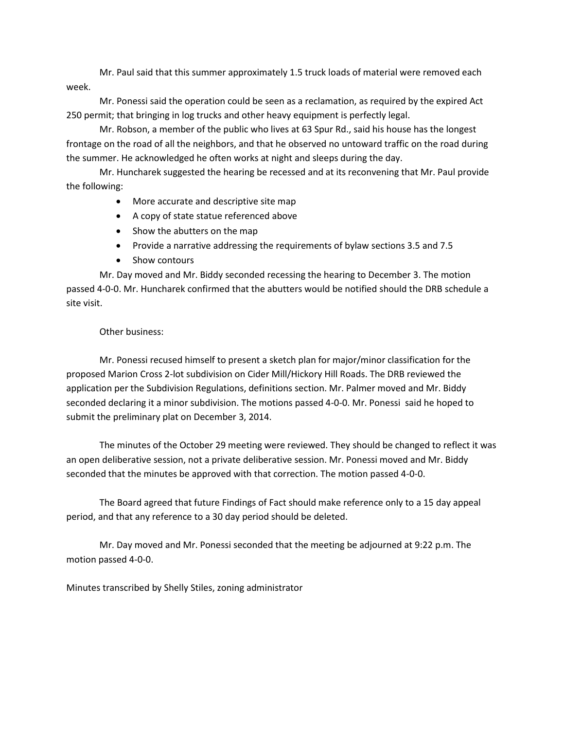Mr. Paul said that this summer approximately 1.5 truck loads of material were removed each week.

Mr. Ponessi said the operation could be seen as a reclamation, as required by the expired Act 250 permit; that bringing in log trucks and other heavy equipment is perfectly legal.

Mr. Robson, a member of the public who lives at 63 Spur Rd., said his house has the longest frontage on the road of all the neighbors, and that he observed no untoward traffic on the road during the summer. He acknowledged he often works at night and sleeps during the day.

Mr. Huncharek suggested the hearing be recessed and at its reconvening that Mr. Paul provide the following:

- More accurate and descriptive site map
- A copy of state statue referenced above
- Show the abutters on the map
- Provide a narrative addressing the requirements of bylaw sections 3.5 and 7.5
- Show contours

Mr. Day moved and Mr. Biddy seconded recessing the hearing to December 3. The motion passed 4-0-0. Mr. Huncharek confirmed that the abutters would be notified should the DRB schedule a site visit.

Other business:

Mr. Ponessi recused himself to present a sketch plan for major/minor classification for the proposed Marion Cross 2-lot subdivision on Cider Mill/Hickory Hill Roads. The DRB reviewed the application per the Subdivision Regulations, definitions section. Mr. Palmer moved and Mr. Biddy seconded declaring it a minor subdivision. The motions passed 4-0-0. Mr. Ponessi said he hoped to submit the preliminary plat on December 3, 2014.

The minutes of the October 29 meeting were reviewed. They should be changed to reflect it was an open deliberative session, not a private deliberative session. Mr. Ponessi moved and Mr. Biddy seconded that the minutes be approved with that correction. The motion passed 4-0-0.

The Board agreed that future Findings of Fact should make reference only to a 15 day appeal period, and that any reference to a 30 day period should be deleted.

Mr. Day moved and Mr. Ponessi seconded that the meeting be adjourned at 9:22 p.m. The motion passed 4-0-0.

Minutes transcribed by Shelly Stiles, zoning administrator